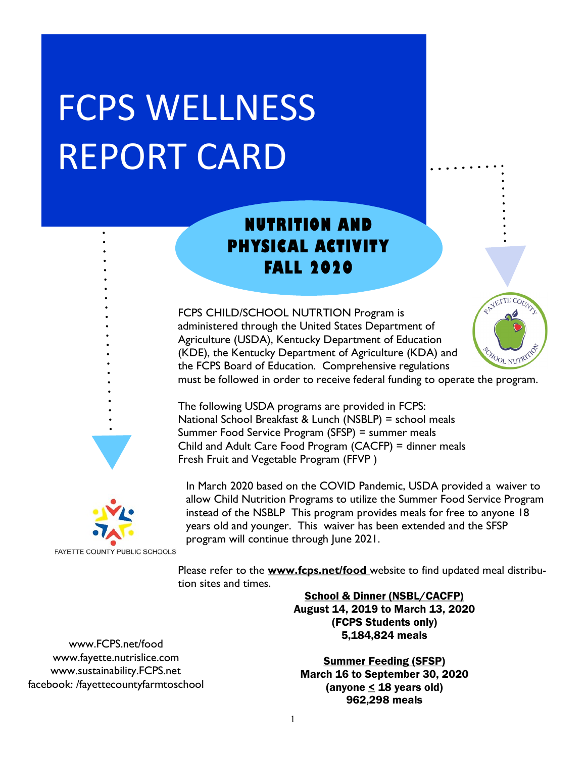# FCPS WELLNESS REPORT CARD

## NUTRITION AND PHYSICAL ACTIVITY FALL 2020

FCPS CHILD/SCHOOL NUTRTION Program is administered through the United States Department of Agriculture (USDA), Kentucky Department of Education (KDE), the Kentucky Department of Agriculture (KDA) and the FCPS Board of Education. Comprehensive regulations must be followed in order to receive federal funding to operate the program.

The following USDA programs are provided in FCPS:
National School Breakfast & Lunch (NSBLP) = school meals
Summer Food Service Program (SFSP) = summer meals
Child and Adult Care Food Program (CACFP) = dinner meals
Fresh Fruit and Vegetable Program (FFVP )

In March 2020 based on the COVID Pandemic, USDA provided a waiver to allow Child Nutrition Programs to utilize the Summer Food Service Program instead of the NSBLP This program provides meals for free to anyone 18 years old and younger. This waiver has been extended and the SFSP program will continue through June 2021.

FAYETTE COUNTY PUBLIC SCHOOLS

Please refer to the **www.fcps.net/food** website to find updated meal distribution sites and times.

**School & Dinner (NSBL/CACFP)**
**August 14, 2019 to March 13, 2020**
**(FCPS Students only)**
**5,184,824 meals**

**Summer Feeding (SFSP)**
**March 16 to September 30, 2020**
**(anyone ≤ 18 years old)**
**962,298 meals**

www.FCPS.net/food
www.fayette.nutrislice.com
www.sustainability.FCPS.net
facebook: /fayettecountyfarmtoschool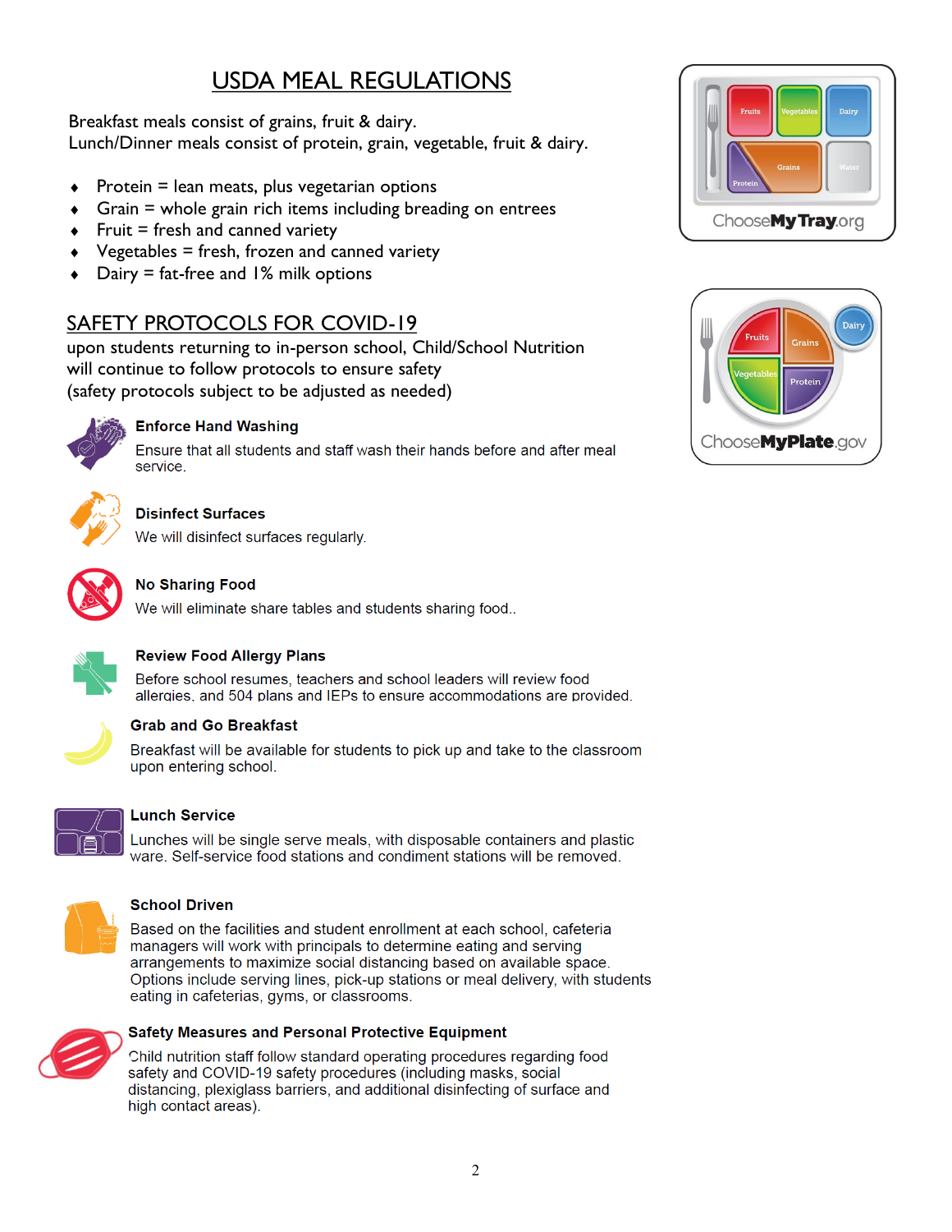# USDA MEAL REGULATIONS

Breakfast meals consist of grains, fruit & dairy.
Lunch/Dinner meals consist of protein, grain, vegetable, fruit & dairy.

- Protein = lean meats, plus vegetarian options
- Grain = whole grain rich items including breading on entrees
- Fruit = fresh and canned variety
- Vegetables = fresh, frozen and canned variety
- Dairy = fat-free and 1% milk options

## SAFETY PROTOCOLS FOR COVID-19

upon students returning to in-person school, Child/School Nutrition will continue to follow protocols to ensure safety
(safety protocols subject to be adjusted as needed)

**Enforce Hand Washing**

Ensure that all students and staff wash their hands before and after meal service.

**Disinfect Surfaces**

We will disinfect surfaces regularly.

**No Sharing Food**

We will eliminate share tables and students sharing food..

**Review Food Allergy Plans**

Before school resumes, teachers and school leaders will review food allergies, and 504 plans and IEPs to ensure accommodations are provided.

**Grab and Go Breakfast**

Breakfast will be available for students to pick up and take to the classroom upon entering school.

**Lunch Service**

Lunches will be single serve meals, with disposable containers and plastic ware. Self-service food stations and condiment stations will be removed.

**School Driven**

Based on the facilities and student enrollment at each school, cafeteria managers will work with principals to determine eating and serving arrangements to maximize social distancing based on available space. Options include serving lines, pick-up stations or meal delivery, with students eating in cafeterias, gyms, or classrooms.

**Safety Measures and Personal Protective Equipment**

Child nutrition staff follow standard operating procedures regarding food safety and COVID-19 safety procedures (including masks, social distancing, plexiglass barriers, and additional disinfecting of surface and high contact areas).

Fruits | Vegetables | Dairy | Protein | Grains | Water

ChooseMyTray.org

Fruits | Grains | Dairy | Vegetables | Protein

ChooseMyPlate.gov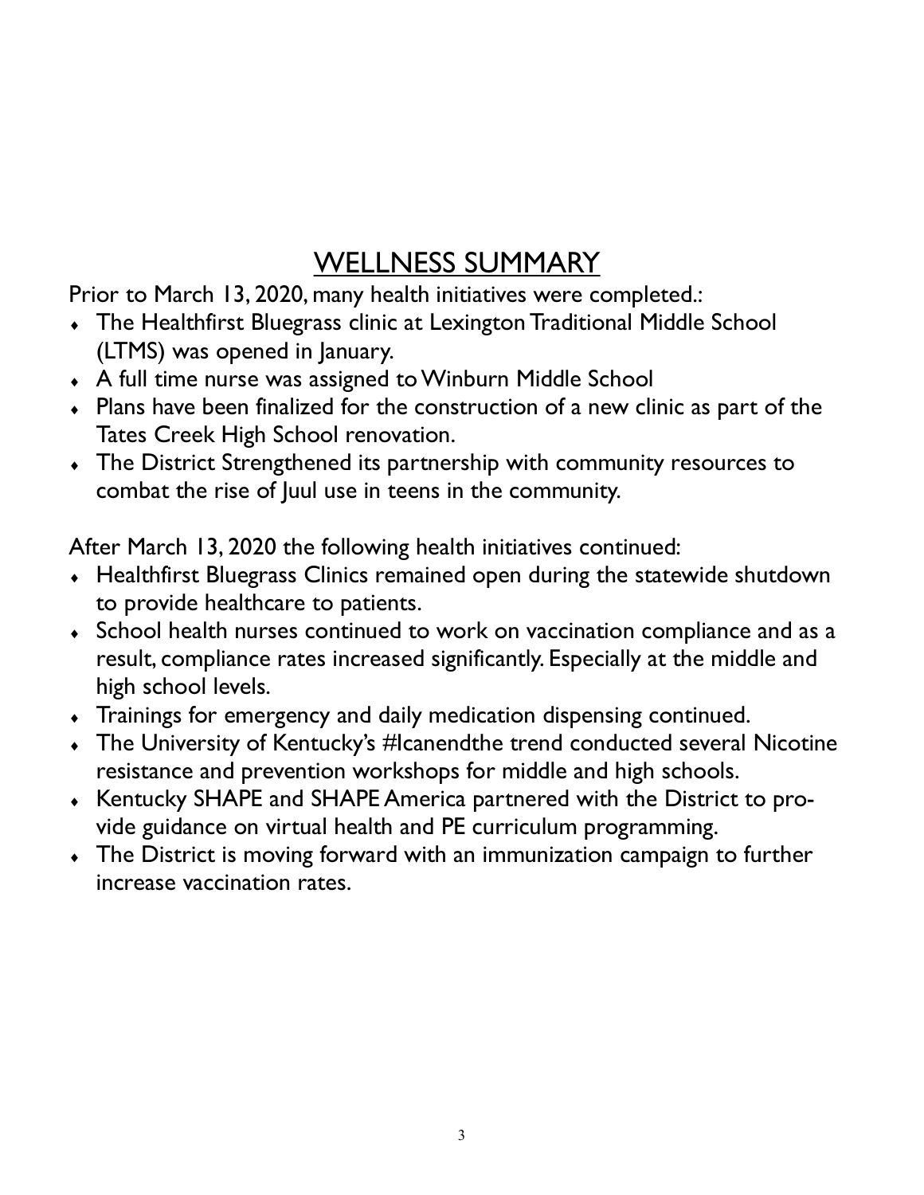# WELLNESS SUMMARY

Prior to March 13, 2020, many health initiatives were completed.:

- The Healthfirst Bluegrass clinic at Lexington Traditional Middle School (LTMS) was opened in January.
- A full time nurse was assigned to Winburn Middle School
- Plans have been finalized for the construction of a new clinic as part of the Tates Creek High School renovation.
- The District Strengthened its partnership with community resources to combat the rise of Juul use in teens in the community.

After March 13, 2020 the following health initiatives continued:

- Healthfirst Bluegrass Clinics remained open during the statewide shutdown to provide healthcare to patients.
- School health nurses continued to work on vaccination compliance and as a result, compliance rates increased significantly. Especially at the middle and high school levels.
- Trainings for emergency and daily medication dispensing continued.
- The University of Kentucky's #Icanendthe trend conducted several Nicotine resistance and prevention workshops for middle and high schools.
- Kentucky SHAPE and SHAPE America partnered with the District to provide guidance on virtual health and PE curriculum programming.
- The District is moving forward with an immunization campaign to further increase vaccination rates.